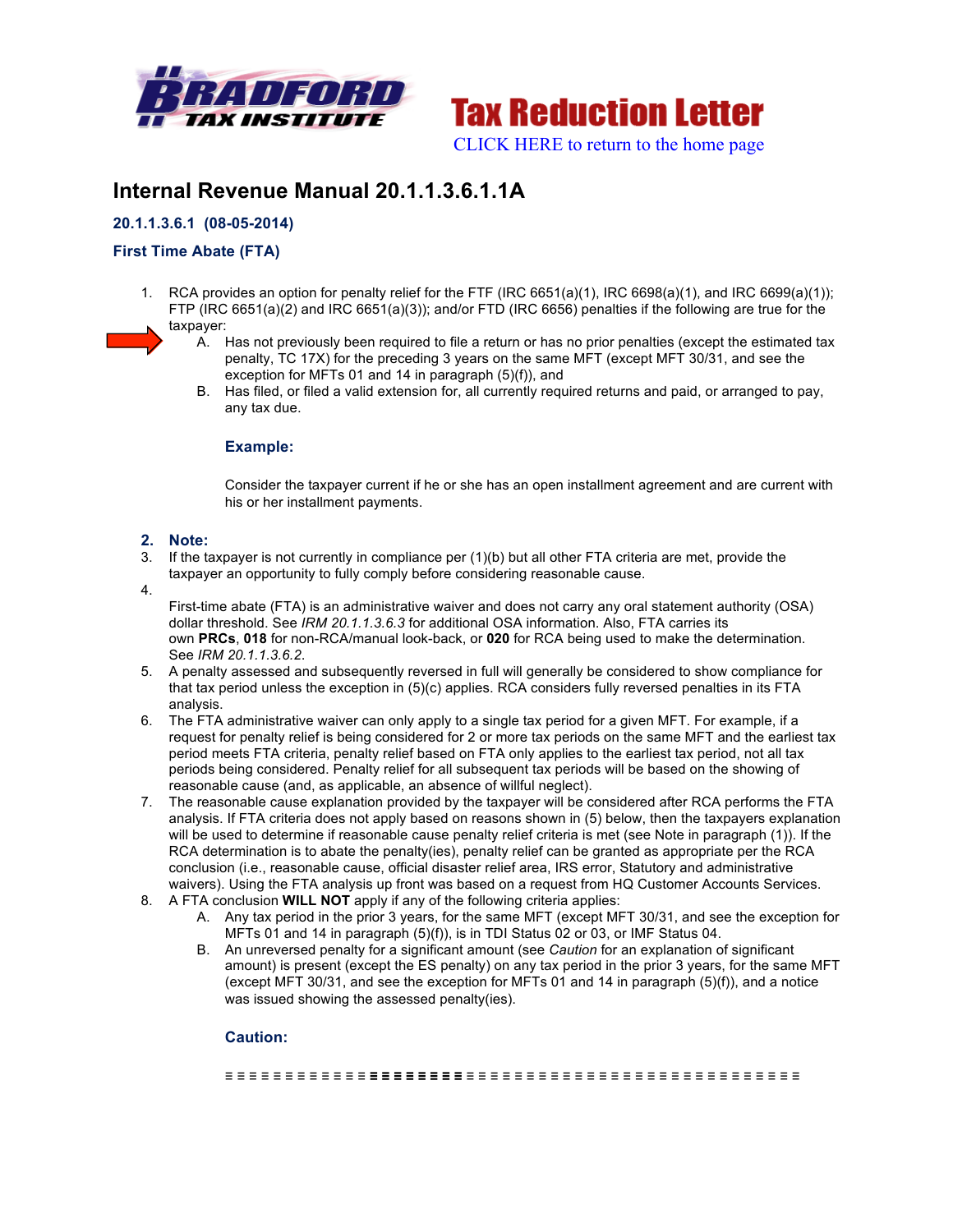Tax Reduction Letter

CLICK HERE to return to the home page

# Internal Revenue Manual 20.1.1.3.6.1.1A

### 20.1.1.3.6.1 (08-05-2014)

### First Time Abate (FTA)

1. RCA provides an option for penalty relief for the FTF (IRC 6651(a)(1), IRC 6698(a)(1), and IRC 6699(a)(1)); FTP (IRC 6651(a)(2) and IRC 6651(a)(3)); and/or FTD (IRC 6656) penalties if the following are true for the taxpayer:
   A. Has not previously been required to file a return or has no prior penalties (except the estimated tax penalty, TC 17X) for the preceding 3 years on the same MFT (except MFT 30/31, and see the exception for MFTs 01 and 14 in paragraph (5)(f)), and
   B. Has filed, or filed a valid extension for, all currently required returns and paid, or arranged to pay, any tax due.

   **Example:**

   Consider the taxpayer current if he or she has an open installment agreement and are current with his or her installment payments.

2. **Note:**
3. If the taxpayer is not currently in compliance per (1)(b) but all other FTA criteria are met, provide the taxpayer an opportunity to fully comply before considering reasonable cause.
4. First-time abate (FTA) is an administrative waiver and does not carry any oral statement authority (OSA) dollar threshold. See *IRM 20.1.1.3.6.3* for additional OSA information. Also, FTA carries its own **PRCs**, **018** for non-RCA/manual look-back, or **020** for RCA being used to make the determination. See *IRM 20.1.1.3.6.2*.
5. A penalty assessed and subsequently reversed in full will generally be considered to show compliance for that tax period unless the exception in (5)(c) applies. RCA considers fully reversed penalties in its FTA analysis.
6. The FTA administrative waiver can only apply to a single tax period for a given MFT. For example, if a request for penalty relief is being considered for 2 or more tax periods on the same MFT and the earliest tax period meets FTA criteria, penalty relief based on FTA only applies to the earliest tax period, not all tax periods being considered. Penalty relief for all subsequent tax periods will be based on the showing of reasonable cause (and, as applicable, an absence of willful neglect).
7. The reasonable cause explanation provided by the taxpayer will be considered after RCA performs the FTA analysis. If FTA criteria does not apply based on reasons shown in (5) below, then the taxpayers explanation will be used to determine if reasonable cause penalty relief criteria is met (see Note in paragraph (1)). If the RCA determination is to abate the penalty(ies), penalty relief can be granted as appropriate per the RCA conclusion (i.e., reasonable cause, official disaster relief area, IRS error, Statutory and administrative waivers). Using the FTA analysis up front was based on a request from HQ Customer Accounts Services.
8. A FTA conclusion **WILL NOT** apply if any of the following criteria applies:
   A. Any tax period in the prior 3 years, for the same MFT (except MFT 30/31, and see the exception for MFTs 01 and 14 in paragraph (5)(f)), is in TDI Status 02 or 03, or IMF Status 04.
   B. An unreversed penalty for a significant amount (see *Caution* for an explanation of significant amount) is present (except the ES penalty) on any tax period in the prior 3 years, for the same MFT (except MFT 30/31, and see the exception for MFTs 01 and 14 in paragraph (5)(f)), and a notice was issued showing the assessed penalty(ies).

   **Caution:**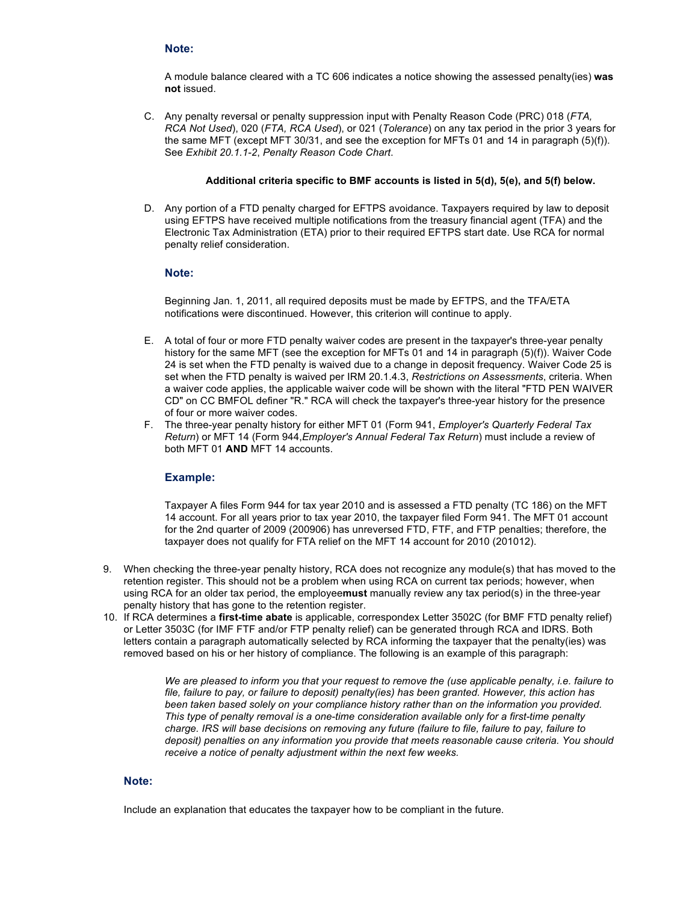**Note:**

A module balance cleared with a TC 606 indicates a notice showing the assessed penalty(ies) **was not** issued.

C. Any penalty reversal or penalty suppression input with Penalty Reason Code (PRC) 018 (*FTA, RCA Not Used*), 020 (*FTA, RCA Used*), or 021 (*Tolerance*) on any tax period in the prior 3 years for the same MFT (except MFT 30/31, and see the exception for MFTs 01 and 14 in paragraph (5)(f)). See *Exhibit 20.1.1-2*, *Penalty Reason Code Chart*.

**Additional criteria specific to BMF accounts is listed in 5(d), 5(e), and 5(f) below.**

D. Any portion of a FTD penalty charged for EFTPS avoidance. Taxpayers required by law to deposit using EFTPS have received multiple notifications from the treasury financial agent (TFA) and the Electronic Tax Administration (ETA) prior to their required EFTPS start date. Use RCA for normal penalty relief consideration.

**Note:**

Beginning Jan. 1, 2011, all required deposits must be made by EFTPS, and the TFA/ETA notifications were discontinued. However, this criterion will continue to apply.

E. A total of four or more FTD penalty waiver codes are present in the taxpayer's three-year penalty history for the same MFT (see the exception for MFTs 01 and 14 in paragraph (5)(f)). Waiver Code 24 is set when the FTD penalty is waived due to a change in deposit frequency. Waiver Code 25 is set when the FTD penalty is waived per IRM 20.1.4.3, *Restrictions on Assessments*, criteria. When a waiver code applies, the applicable waiver code will be shown with the literal "FTD PEN WAIVER CD" on CC BMFOL definer "R." RCA will check the taxpayer's three-year history for the presence of four or more waiver codes.

F. The three-year penalty history for either MFT 01 (Form 941, *Employer's Quarterly Federal Tax Return*) or MFT 14 (Form 944,*Employer's Annual Federal Tax Return*) must include a review of both MFT 01 **AND** MFT 14 accounts.

**Example:**

Taxpayer A files Form 944 for tax year 2010 and is assessed a FTD penalty (TC 186) on the MFT 14 account. For all years prior to tax year 2010, the taxpayer filed Form 941. The MFT 01 account for the 2nd quarter of 2009 (200906) has unreversed FTD, FTF, and FTP penalties; therefore, the taxpayer does not qualify for FTA relief on the MFT 14 account for 2010 (201012).

9. When checking the three-year penalty history, RCA does not recognize any module(s) that has moved to the retention register. This should not be a problem when using RCA on current tax periods; however, when using RCA for an older tax period, the employee**must** manually review any tax period(s) in the three-year penalty history that has gone to the retention register.
10. If RCA determines a **first-time abate** is applicable, correspondex Letter 3502C (for BMF FTD penalty relief) or Letter 3503C (for IMF FTF and/or FTP penalty relief) can be generated through RCA and IDRS. Both letters contain a paragraph automatically selected by RCA informing the taxpayer that the penalty(ies) was removed based on his or her history of compliance. The following is an example of this paragraph:

> *We are pleased to inform you that your request to remove the (use applicable penalty, i.e. failure to file, failure to pay, or failure to deposit) penalty(ies) has been granted. However, this action has been taken based solely on your compliance history rather than on the information you provided. This type of penalty removal is a one-time consideration available only for a first-time penalty charge. IRS will base decisions on removing any future (failure to file, failure to pay, failure to deposit) penalties on any information you provide that meets reasonable cause criteria. You should receive a notice of penalty adjustment within the next few weeks.*

**Note:**

Include an explanation that educates the taxpayer how to be compliant in the future.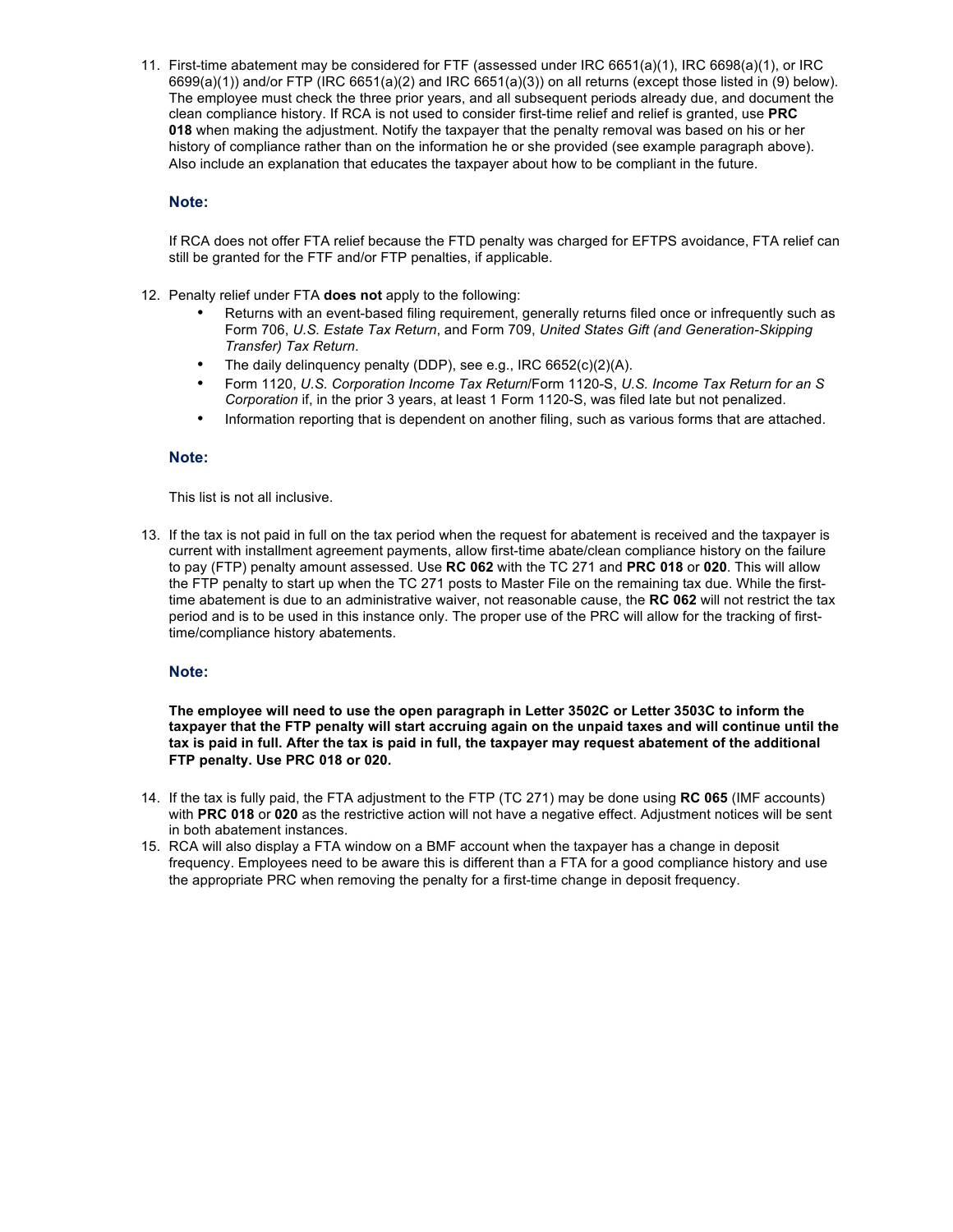11. First-time abatement may be considered for FTF (assessed under IRC 6651(a)(1), IRC 6698(a)(1), or IRC 6699(a)(1)) and/or FTP (IRC 6651(a)(2) and IRC 6651(a)(3)) on all returns (except those listed in (9) below). The employee must check the three prior years, and all subsequent periods already due, and document the clean compliance history. If RCA is not used to consider first-time relief and relief is granted, use **PRC 018** when making the adjustment. Notify the taxpayer that the penalty removal was based on his or her history of compliance rather than on the information he or she provided (see example paragraph above). Also include an explanation that educates the taxpayer about how to be compliant in the future.

   **Note:**

   If RCA does not offer FTA relief because the FTD penalty was charged for EFTPS avoidance, FTA relief can still be granted for the FTF and/or FTP penalties, if applicable.

12. Penalty relief under FTA **does not** apply to the following:
    - Returns with an event-based filing requirement, generally returns filed once or infrequently such as Form 706, *U.S. Estate Tax Return*, and Form 709, *United States Gift (and Generation-Skipping Transfer) Tax Return*.
    - The daily delinquency penalty (DDP), see e.g., IRC 6652(c)(2)(A).
    - Form 1120, *U.S. Corporation Income Tax Return*/Form 1120-S, *U.S. Income Tax Return for an S Corporation* if, in the prior 3 years, at least 1 Form 1120-S, was filed late but not penalized.
    - Information reporting that is dependent on another filing, such as various forms that are attached.

   **Note:**

   This list is not all inclusive.

13. If the tax is not paid in full on the tax period when the request for abatement is received and the taxpayer is current with installment agreement payments, allow first-time abate/clean compliance history on the failure to pay (FTP) penalty amount assessed. Use **RC 062** with the TC 271 and **PRC 018** or **020**. This will allow the FTP penalty to start up when the TC 271 posts to Master File on the remaining tax due. While the first-time abatement is due to an administrative waiver, not reasonable cause, the **RC 062** will not restrict the tax period and is to be used in this instance only. The proper use of the PRC will allow for the tracking of first-time/compliance history abatements.

   **Note:**

   **The employee will need to use the open paragraph in Letter 3502C or Letter 3503C to inform the taxpayer that the FTP penalty will start accruing again on the unpaid taxes and will continue until the tax is paid in full. After the tax is paid in full, the taxpayer may request abatement of the additional FTP penalty. Use PRC 018 or 020.**

14. If the tax is fully paid, the FTA adjustment to the FTP (TC 271) may be done using **RC 065** (IMF accounts) with **PRC 018** or **020** as the restrictive action will not have a negative effect. Adjustment notices will be sent in both abatement instances.
15. RCA will also display a FTA window on a BMF account when the taxpayer has a change in deposit frequency. Employees need to be aware this is different than a FTA for a good compliance history and use the appropriate PRC when removing the penalty for a first-time change in deposit frequency.